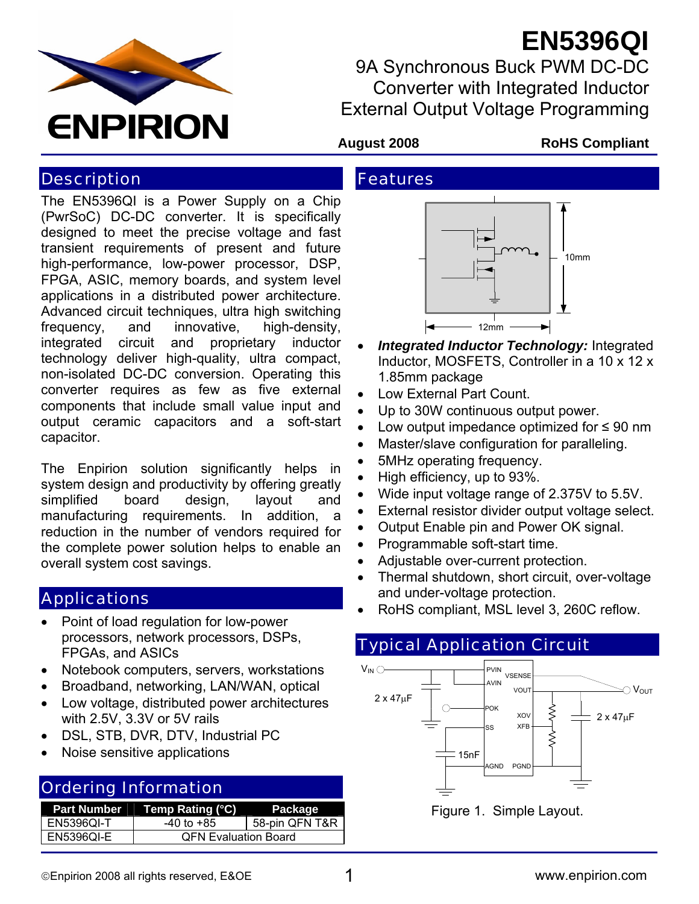# EN5396QI

9A Synchronous Buck PWM DC-DC Converter with Integrated Inductor External Output Voltage Programming

**August 2008** **RoHS Compliant**

## Description

The EN5396QI is a Power Supply on a Chip (PwrSoC) DC-DC converter. It is specifically designed to meet the precise voltage and fast transient requirements of present and future high-performance, low-power processor, DSP, FPGA, ASIC, memory boards, and system level applications in a distributed power architecture. Advanced circuit techniques, ultra high switching frequency, and innovative, high-density, integrated circuit and proprietary inductor technology deliver high-quality, ultra compact, non-isolated DC-DC conversion. Operating this converter requires as few as five external components that include small value input and output ceramic capacitors and a soft-start capacitor.

The Enpirion solution significantly helps in system design and productivity by offering greatly simplified board design, layout and manufacturing requirements. In addition, a reduction in the number of vendors required for the complete power solution helps to enable an overall system cost savings.

## Applications

- Point of load regulation for low-power processors, network processors, DSPs, FPGAs, and ASICs
- Notebook computers, servers, workstations
- Broadband, networking, LAN/WAN, optical
- Low voltage, distributed power architectures with 2.5V, 3.3V or 5V rails
- DSL, STB, DVR, DTV, Industrial PC
- Noise sensitive applications

## Ordering Information

| Part Number | Temp Rating (°C) | Package |
|---|---|---|
| EN5396QI-T | -40 to +85 | 58-pin QFN T&R |
| EN5396QI-E | QFN Evaluation Board | |

## Features

- ***Integrated Inductor Technology:*** Integrated Inductor, MOSFETS, Controller in a 10 x 12 x 1.85mm package
- Low External Part Count.
- Up to 30W continuous output power.
- Low output impedance optimized for ≤ 90 nm
- Master/slave configuration for paralleling.
- 5MHz operating frequency.
- High efficiency, up to 93%.
- Wide input voltage range of 2.375V to 5.5V.
- External resistor divider output voltage select.
- Output Enable pin and Power OK signal.
- Programmable soft-start time.
- Adjustable over-current protection.
- Thermal shutdown, short circuit, over-voltage and under-voltage protection.
- RoHS compliant, MSL level 3, 260C reflow.

## Typical Application Circuit

Figure 1. Simple Layout.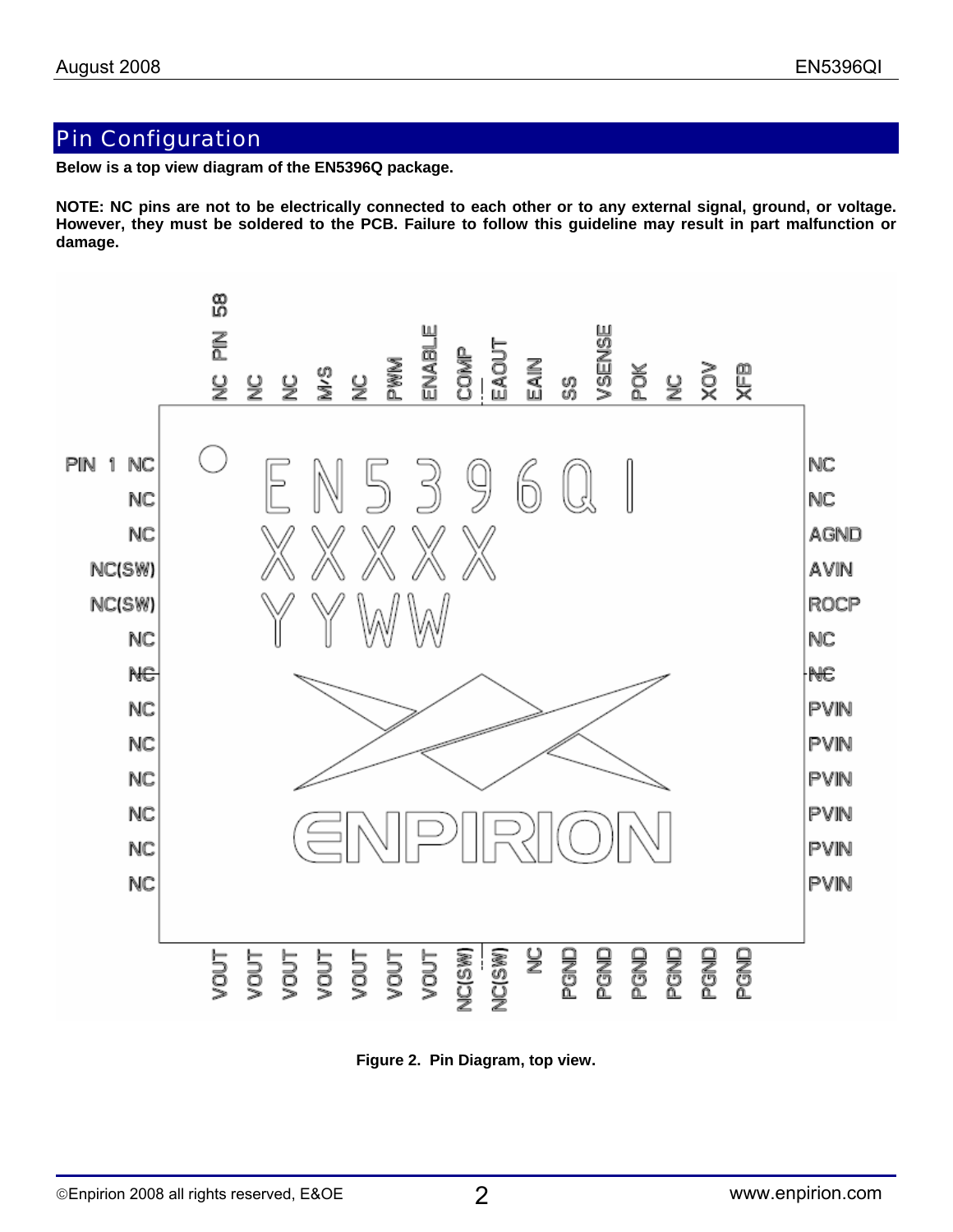## Pin Configuration

**Below is a top view diagram of the EN5396Q package.**

**NOTE: NC pins are not to be electrically connected to each other or to any external signal, ground, or voltage. However, they must be soldered to the PCB. Failure to follow this guideline may result in part malfunction or damage.**

**Figure 2. Pin Diagram, top view.**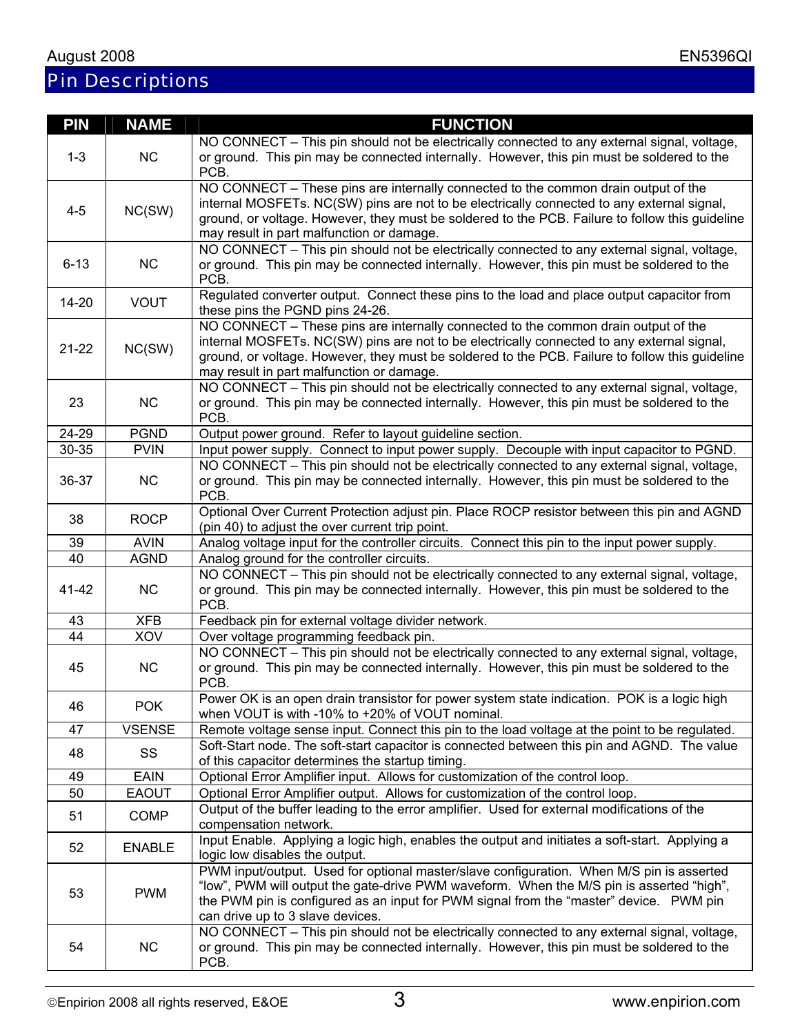## Pin Descriptions

| PIN | NAME | FUNCTION |
|---|---|---|
| 1-3 | NC | NO CONNECT – This pin should not be electrically connected to any external signal, voltage, or ground. This pin may be connected internally. However, this pin must be soldered to the PCB. |
| 4-5 | NC(SW) | NO CONNECT – These pins are internally connected to the common drain output of the internal MOSFETs. NC(SW) pins are not to be electrically connected to any external signal, ground, or voltage. However, they must be soldered to the PCB. Failure to follow this guideline may result in part malfunction or damage. |
| 6-13 | NC | NO CONNECT – This pin should not be electrically connected to any external signal, voltage, or ground. This pin may be connected internally. However, this pin must be soldered to the PCB. |
| 14-20 | VOUT | Regulated converter output. Connect these pins to the load and place output capacitor from these pins the PGND pins 24-26. |
| 21-22 | NC(SW) | NO CONNECT – These pins are internally connected to the common drain output of the internal MOSFETs. NC(SW) pins are not to be electrically connected to any external signal, ground, or voltage. However, they must be soldered to the PCB. Failure to follow this guideline may result in part malfunction or damage. |
| 23 | NC | NO CONNECT – This pin should not be electrically connected to any external signal, voltage, or ground. This pin may be connected internally. However, this pin must be soldered to the PCB. |
| 24-29 | PGND | Output power ground. Refer to layout guideline section. |
| 30-35 | PVIN | Input power supply. Connect to input power supply. Decouple with input capacitor to PGND. |
| 36-37 | NC | NO CONNECT – This pin should not be electrically connected to any external signal, voltage, or ground. This pin may be connected internally. However, this pin must be soldered to the PCB. |
| 38 | ROCP | Optional Over Current Protection adjust pin. Place ROCP resistor between this pin and AGND (pin 40) to adjust the over current trip point. |
| 39 | AVIN | Analog voltage input for the controller circuits. Connect this pin to the input power supply. |
| 40 | AGND | Analog ground for the controller circuits. |
| 41-42 | NC | NO CONNECT – This pin should not be electrically connected to any external signal, voltage, or ground. This pin may be connected internally. However, this pin must be soldered to the PCB. |
| 43 | XFB | Feedback pin for external voltage divider network. |
| 44 | XOV | Over voltage programming feedback pin. |
| 45 | NC | NO CONNECT – This pin should not be electrically connected to any external signal, voltage, or ground. This pin may be connected internally. However, this pin must be soldered to the PCB. |
| 46 | POK | Power OK is an open drain transistor for power system state indication. POK is a logic high when VOUT is with -10% to +20% of VOUT nominal. |
| 47 | VSENSE | Remote voltage sense input. Connect this pin to the load voltage at the point to be regulated. |
| 48 | SS | Soft-Start node. The soft-start capacitor is connected between this pin and AGND. The value of this capacitor determines the startup timing. |
| 49 | EAIN | Optional Error Amplifier input. Allows for customization of the control loop. |
| 50 | EAOUT | Optional Error Amplifier output. Allows for customization of the control loop. |
| 51 | COMP | Output of the buffer leading to the error amplifier. Used for external modifications of the compensation network. |
| 52 | ENABLE | Input Enable. Applying a logic high, enables the output and initiates a soft-start. Applying a logic low disables the output. |
| 53 | PWM | PWM input/output. Used for optional master/slave configuration. When M/S pin is asserted "low", PWM will output the gate-drive PWM waveform. When the M/S pin is asserted "high", the PWM pin is configured as an input for PWM signal from the "master" device. PWM pin can drive up to 3 slave devices. |
| 54 | NC | NO CONNECT – This pin should not be electrically connected to any external signal, voltage, or ground. This pin may be connected internally. However, this pin must be soldered to the PCB. |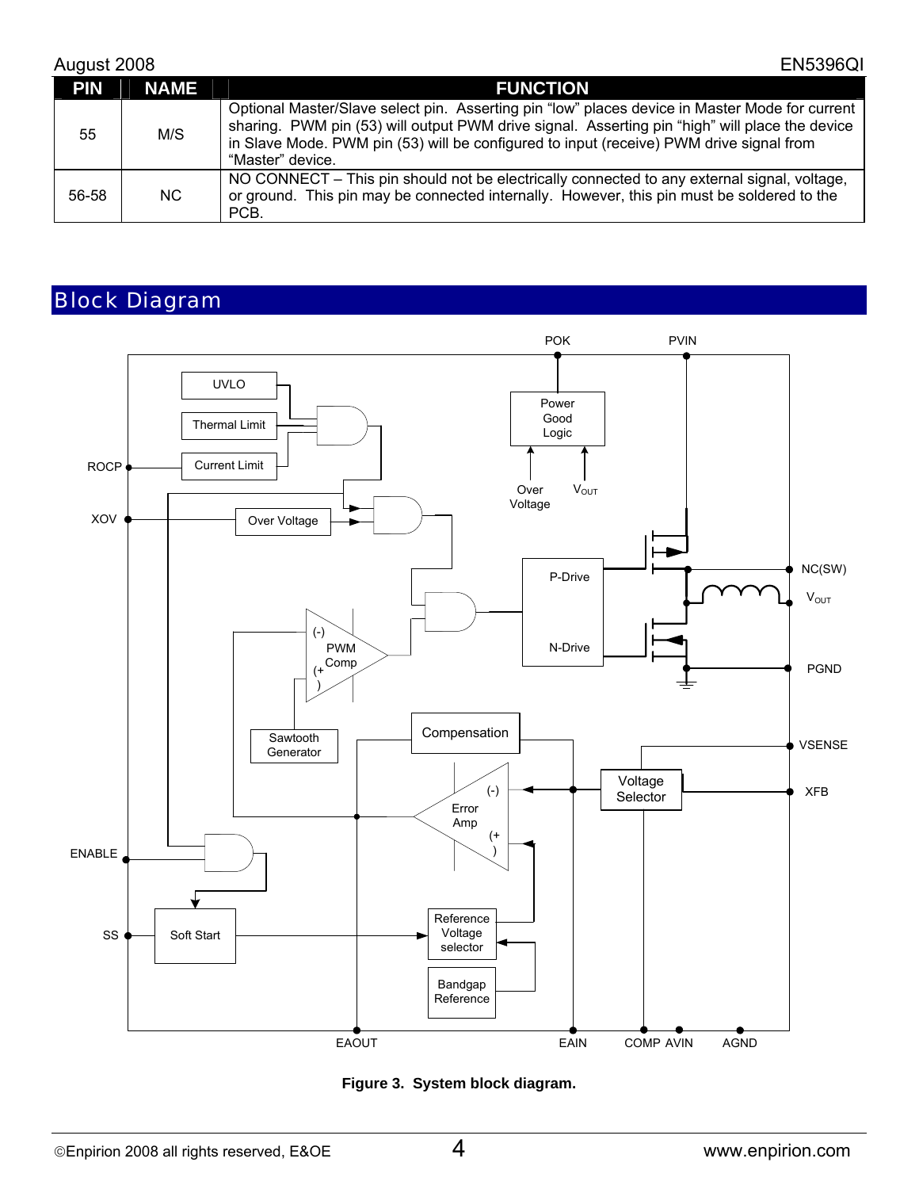| PIN | NAME | FUNCTION |
|---|---|---|
| 55 | M/S | Optional Master/Slave select pin. Asserting pin "low" places device in Master Mode for current sharing. PWM pin (53) will output PWM drive signal. Asserting pin "high" will place the device in Slave Mode. PWM pin (53) will be configured to input (receive) PWM drive signal from "Master" device. |
| 56-58 | NC | NO CONNECT – This pin should not be electrically connected to any external signal, voltage, or ground. This pin may be connected internally. However, this pin must be soldered to the PCB. |

## Block Diagram

**Figure 3. System block diagram.**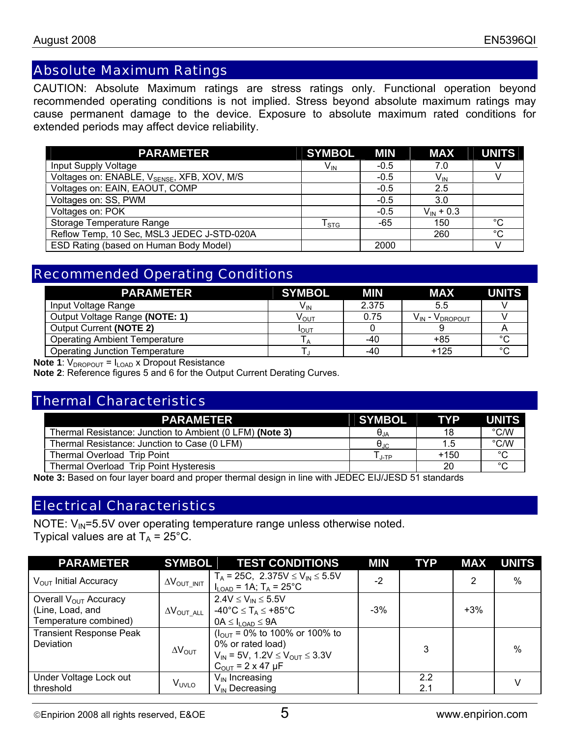## Absolute Maximum Ratings

CAUTION: Absolute Maximum ratings are stress ratings only. Functional operation beyond recommended operating conditions is not implied. Stress beyond absolute maximum ratings may cause permanent damage to the device. Exposure to absolute maximum rated conditions for extended periods may affect device reliability.

| PARAMETER | SYMBOL | MIN | MAX | UNITS |
|---|---|---|---|---|
| Input Supply Voltage | $V_{IN}$ | -0.5 | 7.0 | V |
| Voltages on: ENABLE, $V_{SENSE}$, XFB, XOV, M/S | | -0.5 | $V_{IN}$ | V |
| Voltages on: EAIN, EAOUT, COMP | | -0.5 | 2.5 | |
| Voltages on: SS, PWM | | -0.5 | 3.0 | |
| Voltages on: POK | | -0.5 | $V_{IN}$ + 0.3 | |
| Storage Temperature Range | $T_{STG}$ | -65 | 150 | °C |
| Reflow Temp, 10 Sec, MSL3 JEDEC J-STD-020A | | | 260 | °C |
| ESD Rating (based on Human Body Model) | | 2000 | | V |

## Recommended Operating Conditions

| PARAMETER | SYMBOL | MIN | MAX | UNITS |
|---|---|---|---|---|
| Input Voltage Range | $V_{IN}$ | 2.375 | 5.5 | V |
| Output Voltage Range **(NOTE: 1)** | $V_{OUT}$ | 0.75 | $V_{IN}$ - $V_{DROPOUT}$ | V |
| Output Current **(NOTE 2)** | $I_{OUT}$ | 0 | 9 | A |
| Operating Ambient Temperature | $T_A$ | -40 | +85 | °C |
| Operating Junction Temperature | $T_J$ | -40 | +125 | °C |

**Note 1**: $V_{DROPOUT}$ = $I_{LOAD}$ x Dropout Resistance
**Note 2**: Reference figures 5 and 6 for the Output Current Derating Curves.

## Thermal Characteristics

| PARAMETER | SYMBOL | TYP | UNITS |
|---|---|---|---|
| Thermal Resistance: Junction to Ambient (0 LFM) **(Note 3)** | $\theta_{JA}$ | 18 | °C/W |
| Thermal Resistance: Junction to Case (0 LFM) | $\theta_{JC}$ | 1.5 | °C/W |
| Thermal Overload Trip Point | $T_{J-TP}$ | +150 | °C |
| Thermal Overload Trip Point Hysteresis | | 20 | °C |

**Note 3:** Based on four layer board and proper thermal design in line with JEDEC EIJ/JESD 51 standards

## Electrical Characteristics

NOTE: $V_{IN}$=5.5V over operating temperature range unless otherwise noted.
Typical values are at $T_A$ = 25°C.

| PARAMETER | SYMBOL | TEST CONDITIONS | MIN | TYP | MAX | UNITS |
|---|---|---|---|---|---|---|
| $V_{OUT}$ Initial Accuracy | $\Delta V_{OUT\_INIT}$ | $T_A$ = 25C, 2.375V ≤ $V_{IN}$ ≤ 5.5V<br>$I_{LOAD}$ = 1A; $T_A$ = 25°C | -2 | | 2 | % |
| Overall $V_{OUT}$ Accuracy (Line, Load, and Temperature combined) | $\Delta V_{OUT\_ALL}$ | 2.4V ≤ $V_{IN}$ ≤ 5.5V<br>-40°C ≤ $T_A$ ≤ +85°C<br>0A ≤ $I_{LOAD}$ ≤ 9A | -3% | | +3% | |
| Transient Response Peak Deviation | $\Delta V_{OUT}$ | ($I_{OUT}$ = 0% to 100% or 100% to 0% or rated load)<br>$V_{IN}$ = 5V, 1.2V ≤ $V_{OUT}$ ≤ 3.3V<br>$C_{OUT}$ = 2 x 47 µF | | 3 | | % |
| Under Voltage Lock out threshold | $V_{UVLO}$ | $V_{IN}$ Increasing<br>$V_{IN}$ Decreasing | | 2.2<br>2.1 | | V |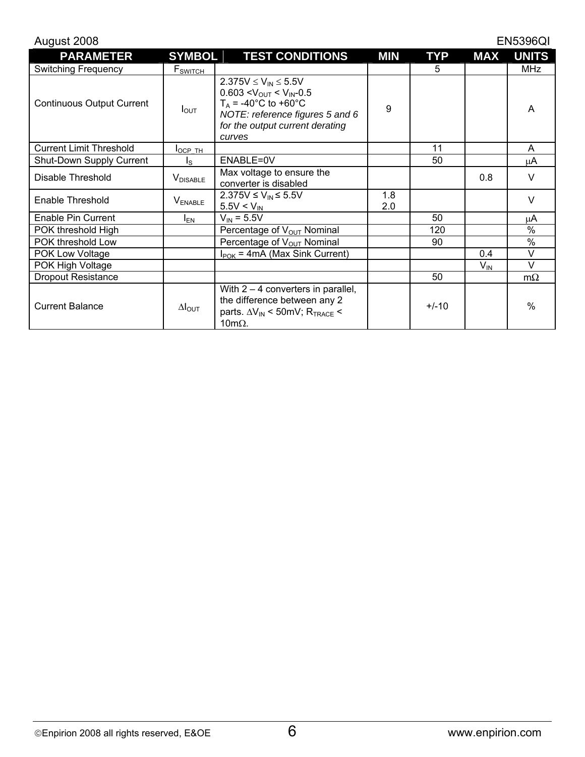| PARAMETER | SYMBOL | TEST CONDITIONS | MIN | TYP | MAX | UNITS |
|---|---|---|---|---|---|---|
| Switching Frequency | $F_{SWITCH}$ | | | 5 | | MHz |
| Continuous Output Current | $I_{OUT}$ | $2.375V \le V_{IN} \le 5.5V$<br>$0.603 < V_{OUT} < V_{IN}-0.5$<br>$T_A$ = -40°C to +60°C<br>*NOTE: reference figures 5 and 6 for the output current derating curves* | 9 | | | A |
| Current Limit Threshold | $I_{OCP\_TH}$ | | | 11 | | A |
| Shut-Down Supply Current | $I_S$ | ENABLE=0V | | 50 | | μA |
| Disable Threshold | $V_{DISABLE}$ | Max voltage to ensure the converter is disabled | | | 0.8 | V |
| Enable Threshold | $V_{ENABLE}$ | $2.375V \le V_{IN} \le 5.5V$<br>$5.5V < V_{IN}$ | 1.8<br>2.0 | | | V |
| Enable Pin Current | $I_{EN}$ | $V_{IN}$ = 5.5V | | 50 | | μA |
| POK threshold High | | Percentage of $V_{OUT}$ Nominal | | 120 | | % |
| POK threshold Low | | Percentage of $V_{OUT}$ Nominal | | 90 | | % |
| POK Low Voltage | | $I_{POK}$ = 4mA (Max Sink Current) | | | 0.4 | V |
| POK High Voltage | | | | | $V_{IN}$ | V |
| Dropout Resistance | | | | 50 | | mΩ |
| Current Balance | $\Delta I_{OUT}$ | With 2 – 4 converters in parallel, the difference between any 2 parts. $\Delta V_{IN}$ < 50mV; $R_{TRACE}$ < 10mΩ. | | +/-10 | | % |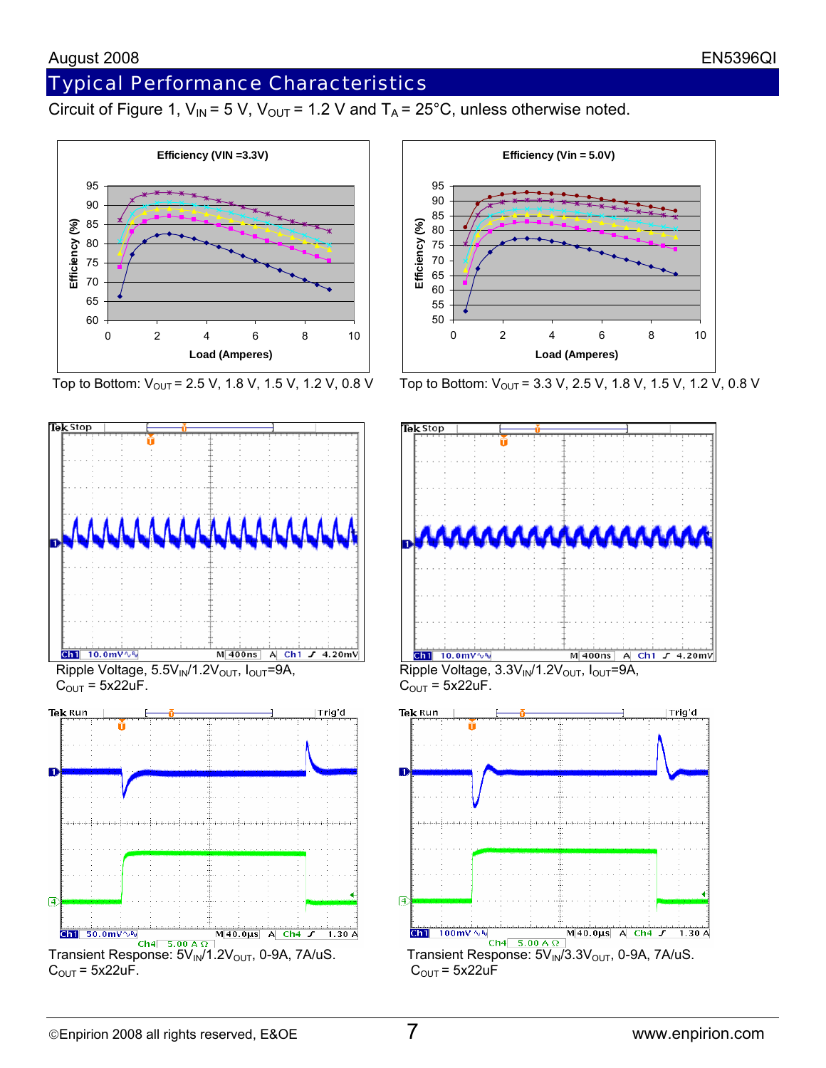## Typical Performance Characteristics

Circuit of Figure 1, $V_{IN}$ = 5 V, $V_{OUT}$ = 1.2 V and $T_A$ = 25°C, unless otherwise noted.

Efficiency (VIN =3.3V)

Top to Bottom: $V_{OUT}$ = 2.5 V, 1.8 V, 1.5 V, 1.2 V, 0.8 V

Efficiency (Vin = 5.0V)

Top to Bottom: $V_{OUT}$ = 3.3 V, 2.5 V, 1.8 V, 1.5 V, 1.2 V, 0.8 V

Ripple Voltage, $5.5V_{IN}/1.2V_{OUT}$, $I_{OUT}$=9A, $C_{OUT}$ = 5x22uF.

Ripple Voltage, $3.3V_{IN}/1.2V_{OUT}$, $I_{OUT}$=9A, $C_{OUT}$ = 5x22uF.

Transient Response: $5V_{IN}/1.2V_{OUT}$, 0-9A, 7A/uS. $C_{OUT}$ = 5x22uF.

Transient Response: $5V_{IN}/3.3V_{OUT}$, 0-9A, 7A/uS. $C_{OUT}$ = 5x22uF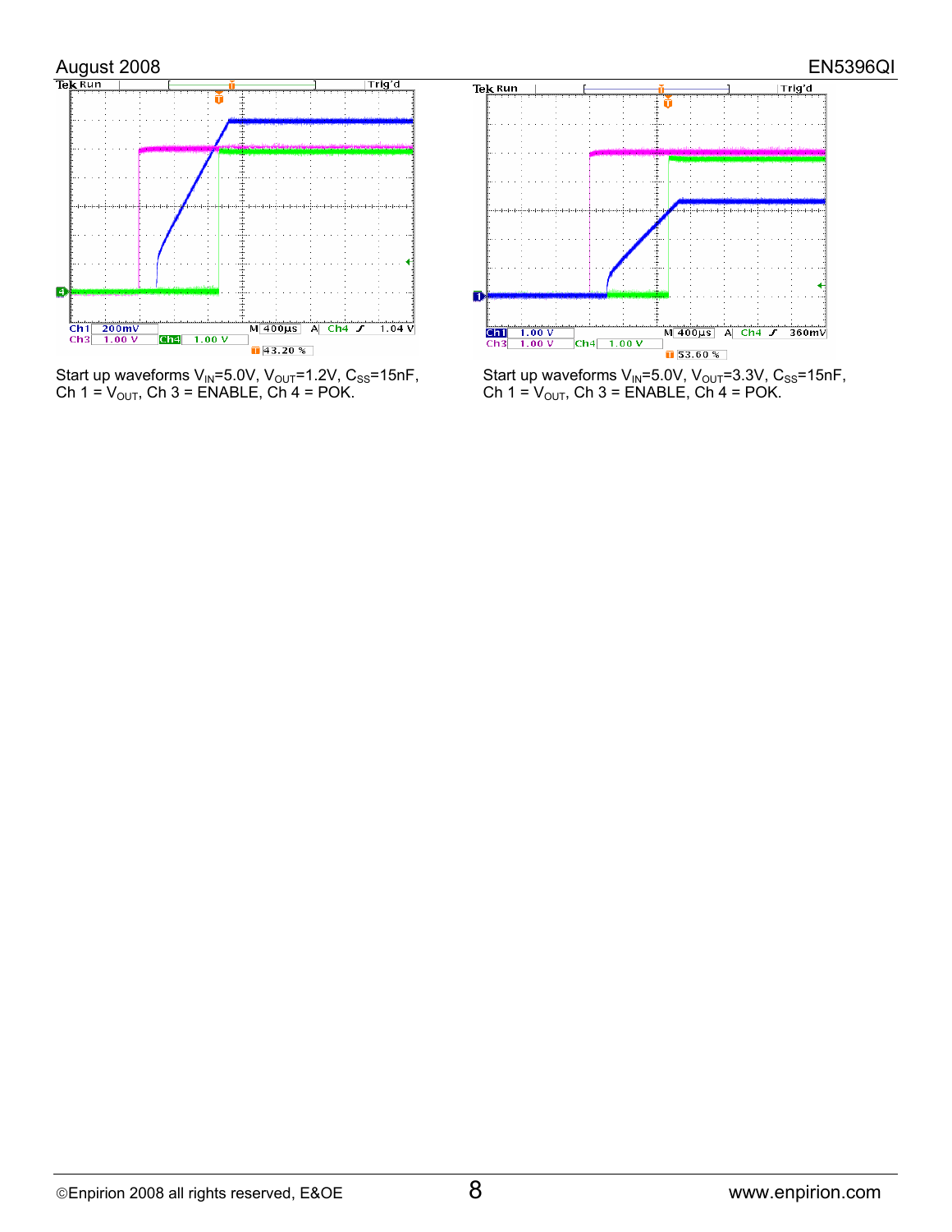Start up waveforms $V_{IN}$=5.0V, $V_{OUT}$=1.2V, $C_{SS}$=15nF, Ch 1 = $V_{OUT}$, Ch 3 = ENABLE, Ch 4 = POK.

Start up waveforms $V_{IN}$=5.0V, $V_{OUT}$=3.3V, $C_{SS}$=15nF, Ch 1 = $V_{OUT}$, Ch 3 = ENABLE, Ch 4 = POK.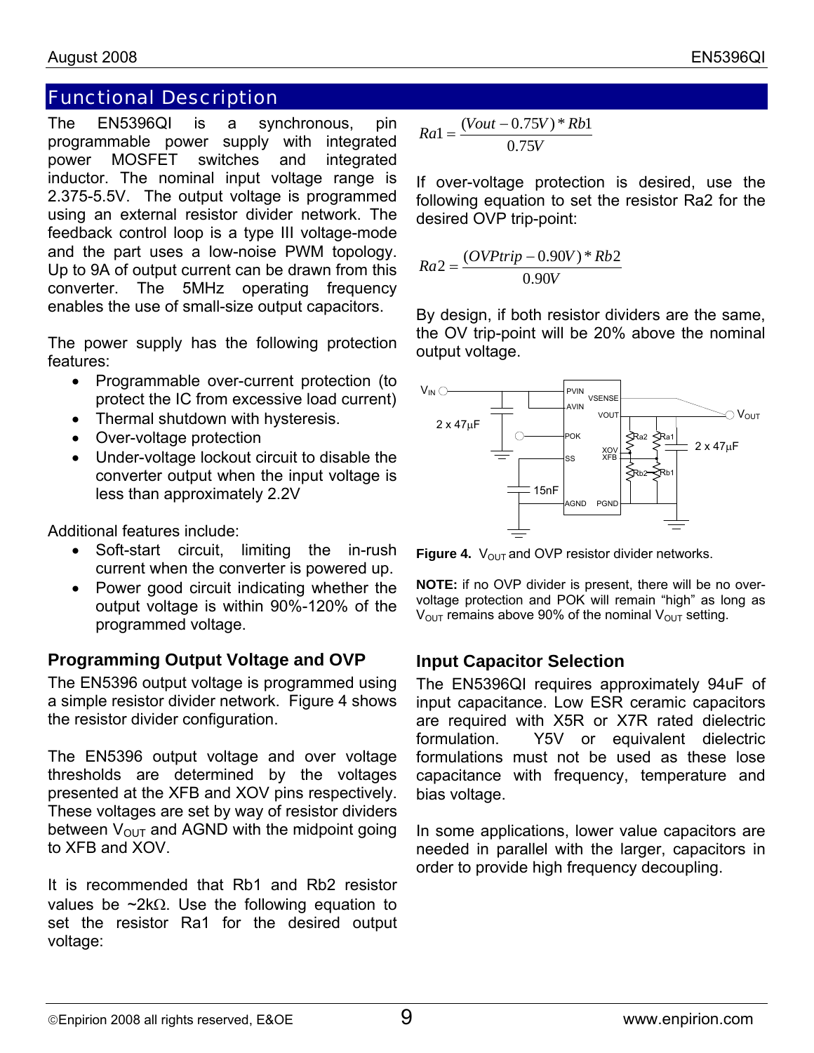## Functional Description

The EN5396QI is a synchronous, pin programmable power supply with integrated power MOSFET switches and integrated inductor. The nominal input voltage range is 2.375-5.5V. The output voltage is programmed using an external resistor divider network. The feedback control loop is a type III voltage-mode and the part uses a low-noise PWM topology. Up to 9A of output current can be drawn from this converter. The 5MHz operating frequency enables the use of small-size output capacitors.

The power supply has the following protection features:

- Programmable over-current protection (to protect the IC from excessive load current)
- Thermal shutdown with hysteresis.
- Over-voltage protection
- Under-voltage lockout circuit to disable the converter output when the input voltage is less than approximately 2.2V

Additional features include:

- Soft-start circuit, limiting the in-rush current when the converter is powered up.
- Power good circuit indicating whether the output voltage is within 90%-120% of the programmed voltage.

### Programming Output Voltage and OVP

The EN5396 output voltage is programmed using a simple resistor divider network. Figure 4 shows the resistor divider configuration.

The EN5396 output voltage and over voltage thresholds are determined by the voltages presented at the XFB and XOV pins respectively. These voltages are set by way of resistor dividers between $V_{OUT}$ and AGND with the midpoint going to XFB and XOV.

It is recommended that Rb1 and Rb2 resistor values be ~2kΩ. Use the following equation to set the resistor Ra1 for the desired output voltage:

$$Ra1 = \frac{(Vout - 0.75V) * Rb1}{0.75V}$$

If over-voltage protection is desired, use the following equation to set the resistor Ra2 for the desired OVP trip-point:

$$Ra2 = \frac{(OVPtrip - 0.90V) * Rb2}{0.90V}$$

By design, if both resistor dividers are the same, the OV trip-point will be 20% above the nominal output voltage.

**Figure 4.** $V_{OUT}$ and OVP resistor divider networks.

**NOTE:** if no OVP divider is present, there will be no over-voltage protection and POK will remain "high" as long as $V_{OUT}$ remains above 90% of the nominal $V_{OUT}$ setting.

### Input Capacitor Selection

The EN5396QI requires approximately 94uF of input capacitance. Low ESR ceramic capacitors are required with X5R or X7R rated dielectric formulation. Y5V or equivalent dielectric formulations must not be used as these lose capacitance with frequency, temperature and bias voltage.

In some applications, lower value capacitors are needed in parallel with the larger, capacitors in order to provide high frequency decoupling.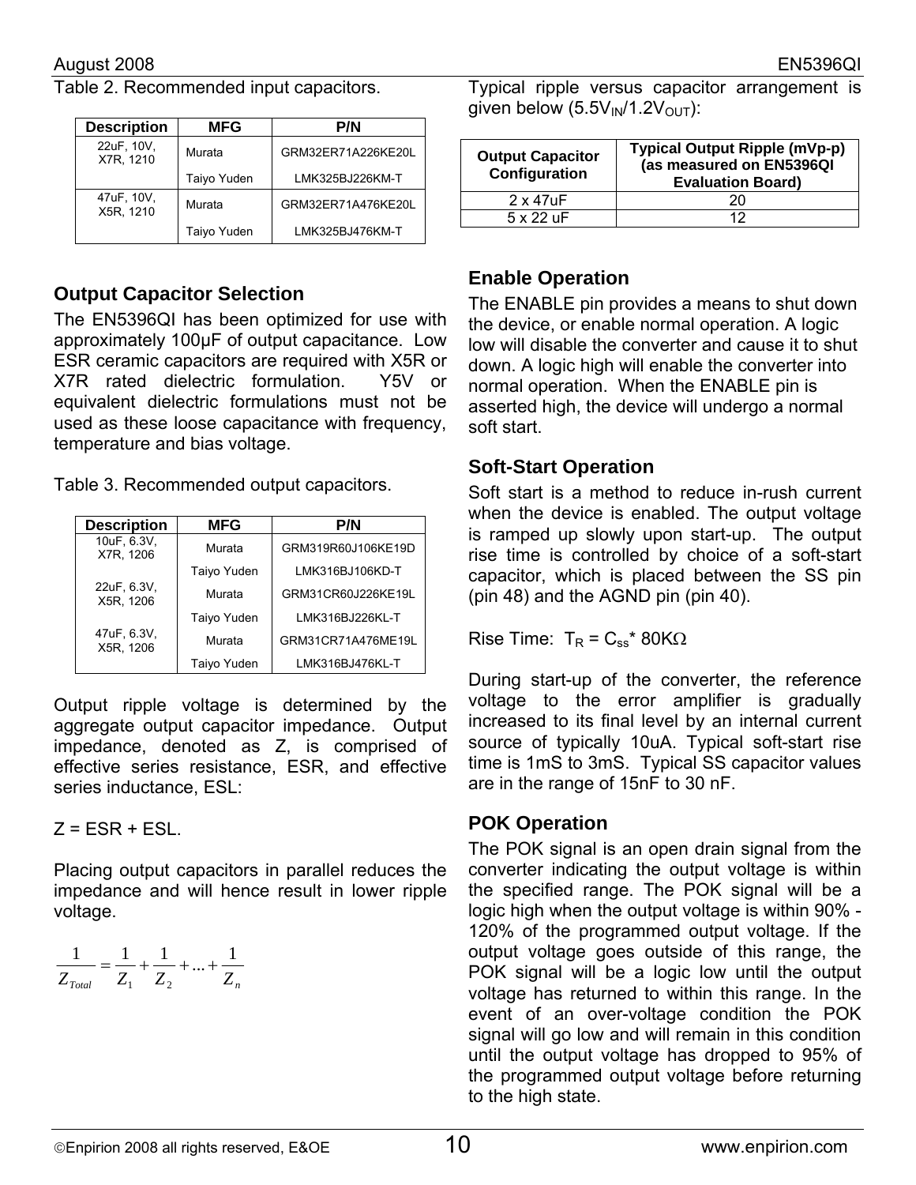Table 2. Recommended input capacitors.

| Description | MFG | P/N |
|---|---|---|
| 22uF, 10V, X7R, 1210 | Murata | GRM32ER71A226KE20L |
| | Taiyo Yuden | LMK325BJ226KM-T |
| 47uF, 10V, X5R, 1210 | Murata | GRM32ER71A476KE20L |
| | Taiyo Yuden | LMK325BJ476KM-T |

## Output Capacitor Selection

The EN5396QI has been optimized for use with approximately 100µF of output capacitance. Low ESR ceramic capacitors are required with X5R or X7R rated dielectric formulation. Y5V or equivalent dielectric formulations must not be used as these loose capacitance with frequency, temperature and bias voltage.

Table 3. Recommended output capacitors.

| Description | MFG | P/N |
|---|---|---|
| 10uF, 6.3V, X7R, 1206 | Murata | GRM319R60J106KE19D |
| | Taiyo Yuden | LMK316BJ106KD-T |
| 22uF, 6.3V, X5R, 1206 | Murata | GRM31CR60J226KE19L |
| | Taiyo Yuden | LMK316BJ226KL-T |
| 47uF, 6.3V, X5R, 1206 | Murata | GRM31CR71A476ME19L |
| | Taiyo Yuden | LMK316BJ476KL-T |

Output ripple voltage is determined by the aggregate output capacitor impedance. Output impedance, denoted as Z, is comprised of effective series resistance, ESR, and effective series inductance, ESL:

Z = ESR + ESL.

Placing output capacitors in parallel reduces the impedance and will hence result in lower ripple voltage.

$$\frac{1}{Z_{Total}} = \frac{1}{Z_1} + \frac{1}{Z_2} + ... + \frac{1}{Z_n}$$

Typical ripple versus capacitor arrangement is given below ($5.5V_{IN}/1.2V_{OUT}$):

| Output Capacitor Configuration | Typical Output Ripple (mVp-p) (as measured on EN5396QI Evaluation Board) |
|---|---|
| 2 x 47uF | 20 |
| 5 x 22 uF | 12 |

## Enable Operation

The ENABLE pin provides a means to shut down the device, or enable normal operation. A logic low will disable the converter and cause it to shut down. A logic high will enable the converter into normal operation. When the ENABLE pin is asserted high, the device will undergo a normal soft start.

## Soft-Start Operation

Soft start is a method to reduce in-rush current when the device is enabled. The output voltage is ramped up slowly upon start-up. The output rise time is controlled by choice of a soft-start capacitor, which is placed between the SS pin (pin 48) and the AGND pin (pin 40).

Rise Time: $T_R = C_{ss} * 80K\Omega$

During start-up of the converter, the reference voltage to the error amplifier is gradually increased to its final level by an internal current source of typically 10uA. Typical soft-start rise time is 1mS to 3mS. Typical SS capacitor values are in the range of 15nF to 30 nF.

## POK Operation

The POK signal is an open drain signal from the converter indicating the output voltage is within the specified range. The POK signal will be a logic high when the output voltage is within 90% - 120% of the programmed output voltage. If the output voltage goes outside of this range, the POK signal will be a logic low until the output voltage has returned to within this range. In the event of an over-voltage condition the POK signal will go low and will remain in this condition until the output voltage has dropped to 95% of the programmed output voltage before returning to the high state.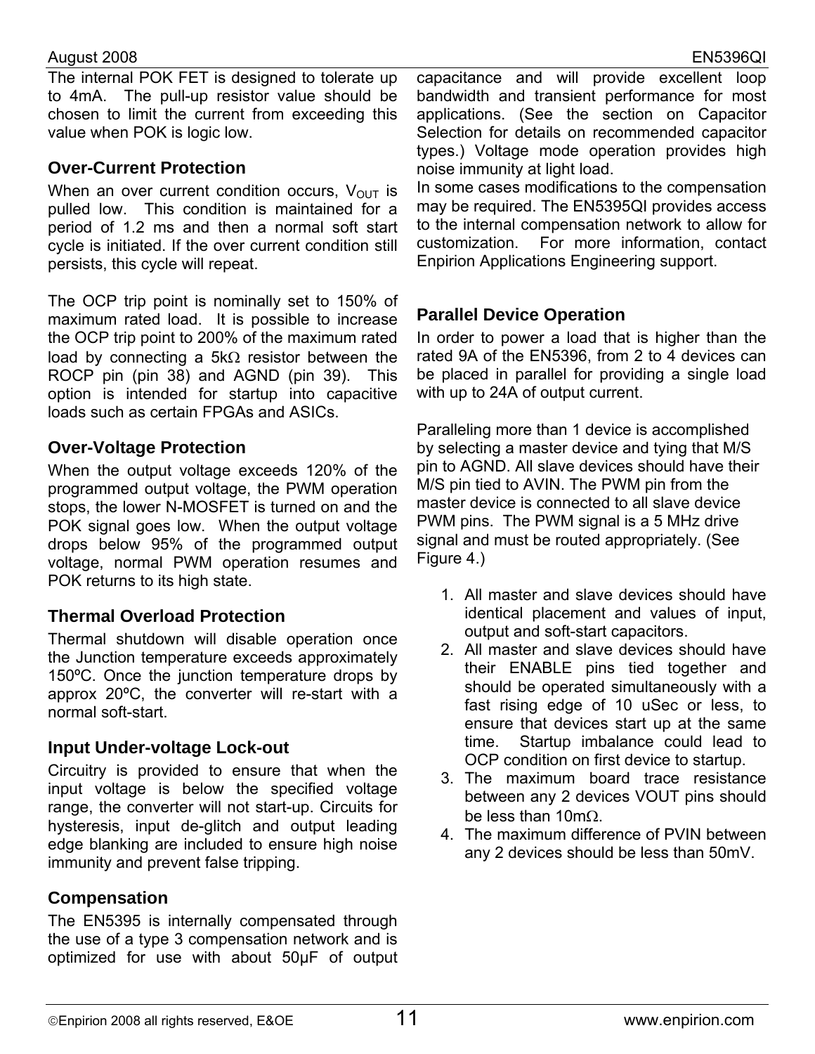The internal POK FET is designed to tolerate up to 4mA. The pull-up resistor value should be chosen to limit the current from exceeding this value when POK is logic low.

### Over-Current Protection

When an over current condition occurs, $V_{OUT}$ is pulled low. This condition is maintained for a period of 1.2 ms and then a normal soft start cycle is initiated. If the over current condition still persists, this cycle will repeat.

The OCP trip point is nominally set to 150% of maximum rated load. It is possible to increase the OCP trip point to 200% of the maximum rated load by connecting a 5kΩ resistor between the ROCP pin (pin 38) and AGND (pin 39). This option is intended for startup into capacitive loads such as certain FPGAs and ASICs.

### Over-Voltage Protection

When the output voltage exceeds 120% of the programmed output voltage, the PWM operation stops, the lower N-MOSFET is turned on and the POK signal goes low. When the output voltage drops below 95% of the programmed output voltage, normal PWM operation resumes and POK returns to its high state.

### Thermal Overload Protection

Thermal shutdown will disable operation once the Junction temperature exceeds approximately 150ºC. Once the junction temperature drops by approx 20ºC, the converter will re-start with a normal soft-start.

### Input Under-voltage Lock-out

Circuitry is provided to ensure that when the input voltage is below the specified voltage range, the converter will not start-up. Circuits for hysteresis, input de-glitch and output leading edge blanking are included to ensure high noise immunity and prevent false tripping.

### Compensation

The EN5395 is internally compensated through the use of a type 3 compensation network and is optimized for use with about 50µF of output capacitance and will provide excellent loop bandwidth and transient performance for most applications. (See the section on Capacitor Selection for details on recommended capacitor types.) Voltage mode operation provides high noise immunity at light load.

In some cases modifications to the compensation may be required. The EN5395QI provides access to the internal compensation network to allow for customization. For more information, contact Enpirion Applications Engineering support.

### Parallel Device Operation

In order to power a load that is higher than the rated 9A of the EN5396, from 2 to 4 devices can be placed in parallel for providing a single load with up to 24A of output current.

Paralleling more than 1 device is accomplished by selecting a master device and tying that M/S pin to AGND. All slave devices should have their M/S pin tied to AVIN. The PWM pin from the master device is connected to all slave device PWM pins. The PWM signal is a 5 MHz drive signal and must be routed appropriately. (See Figure 4.)

1. All master and slave devices should have identical placement and values of input, output and soft-start capacitors.
2. All master and slave devices should have their ENABLE pins tied together and should be operated simultaneously with a fast rising edge of 10 uSec or less, to ensure that devices start up at the same time. Startup imbalance could lead to OCP condition on first device to startup.
3. The maximum board trace resistance between any 2 devices VOUT pins should be less than 10mΩ.
4. The maximum difference of PVIN between any 2 devices should be less than 50mV.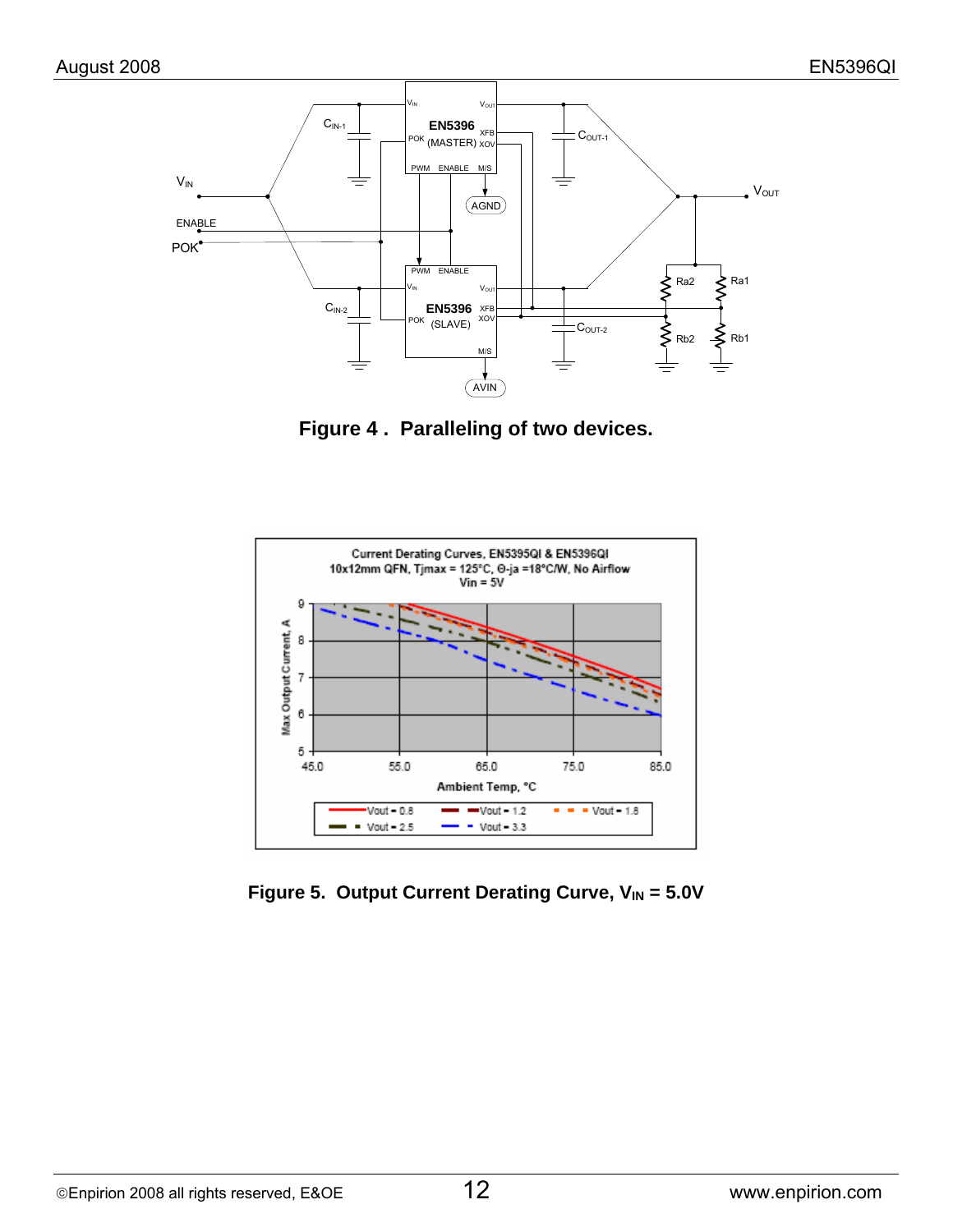Figure 4 . Paralleling of two devices.

Figure 5. Output Current Derating Curve, $V_{IN}$ = 5.0V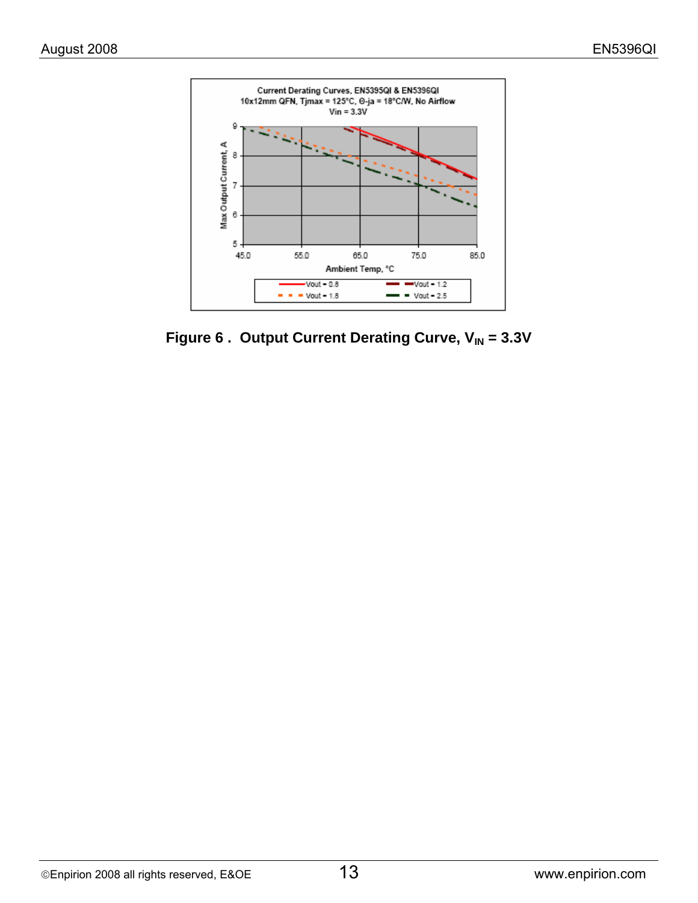Figure 6 . Output Current Derating Curve, $V_{IN}$ = 3.3V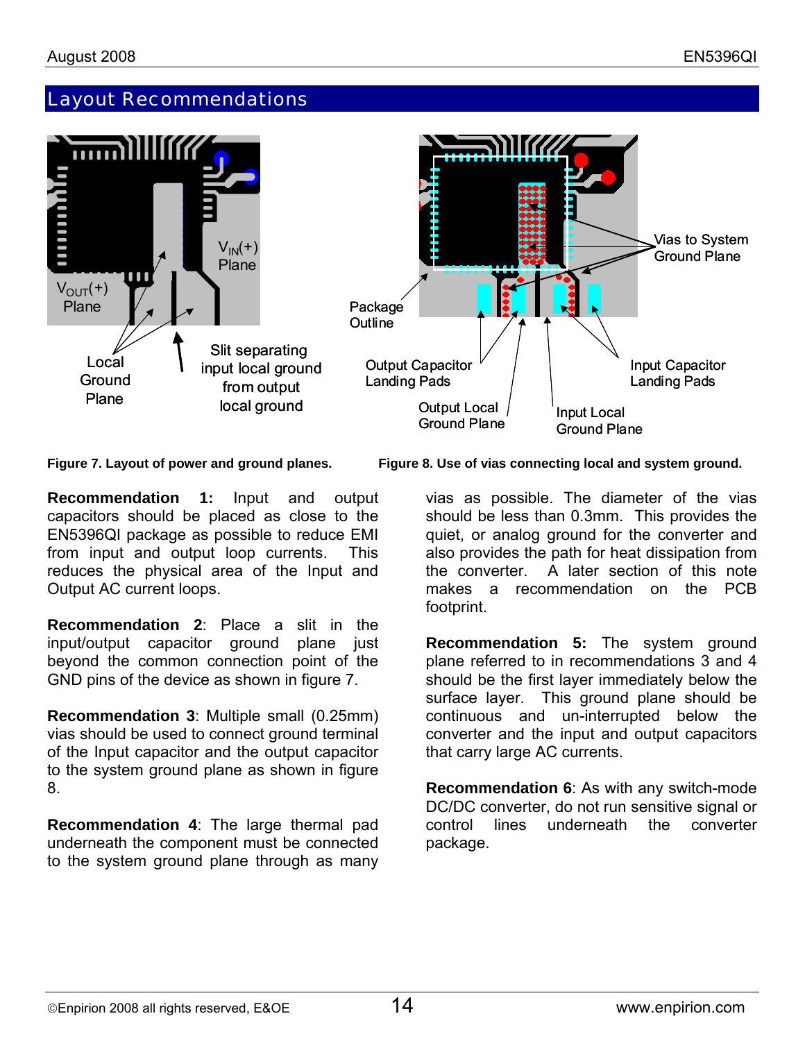## Layout Recommendations

Figure 7. Layout of power and ground planes.

Figure 8. Use of vias connecting local and system ground.

**Recommendation 1:** Input and output capacitors should be placed as close to the EN5396QI package as possible to reduce EMI from input and output loop currents. This reduces the physical area of the Input and Output AC current loops.

**Recommendation 2**: Place a slit in the input/output capacitor ground plane just beyond the common connection point of the GND pins of the device as shown in figure 7.

**Recommendation 3**: Multiple small (0.25mm) vias should be used to connect ground terminal of the Input capacitor and the output capacitor to the system ground plane as shown in figure 8.

**Recommendation 4**: The large thermal pad underneath the component must be connected to the system ground plane through as many vias as possible. The diameter of the vias should be less than 0.3mm. This provides the quiet, or analog ground for the converter and also provides the path for heat dissipation from the converter. A later section of this note makes a recommendation on the PCB footprint.

**Recommendation 5:** The system ground plane referred to in recommendations 3 and 4 should be the first layer immediately below the surface layer. This ground plane should be continuous and un-interrupted below the converter and the input and output capacitors that carry large AC currents.

**Recommendation 6**: As with any switch-mode DC/DC converter, do not run sensitive signal or control lines underneath the converter package.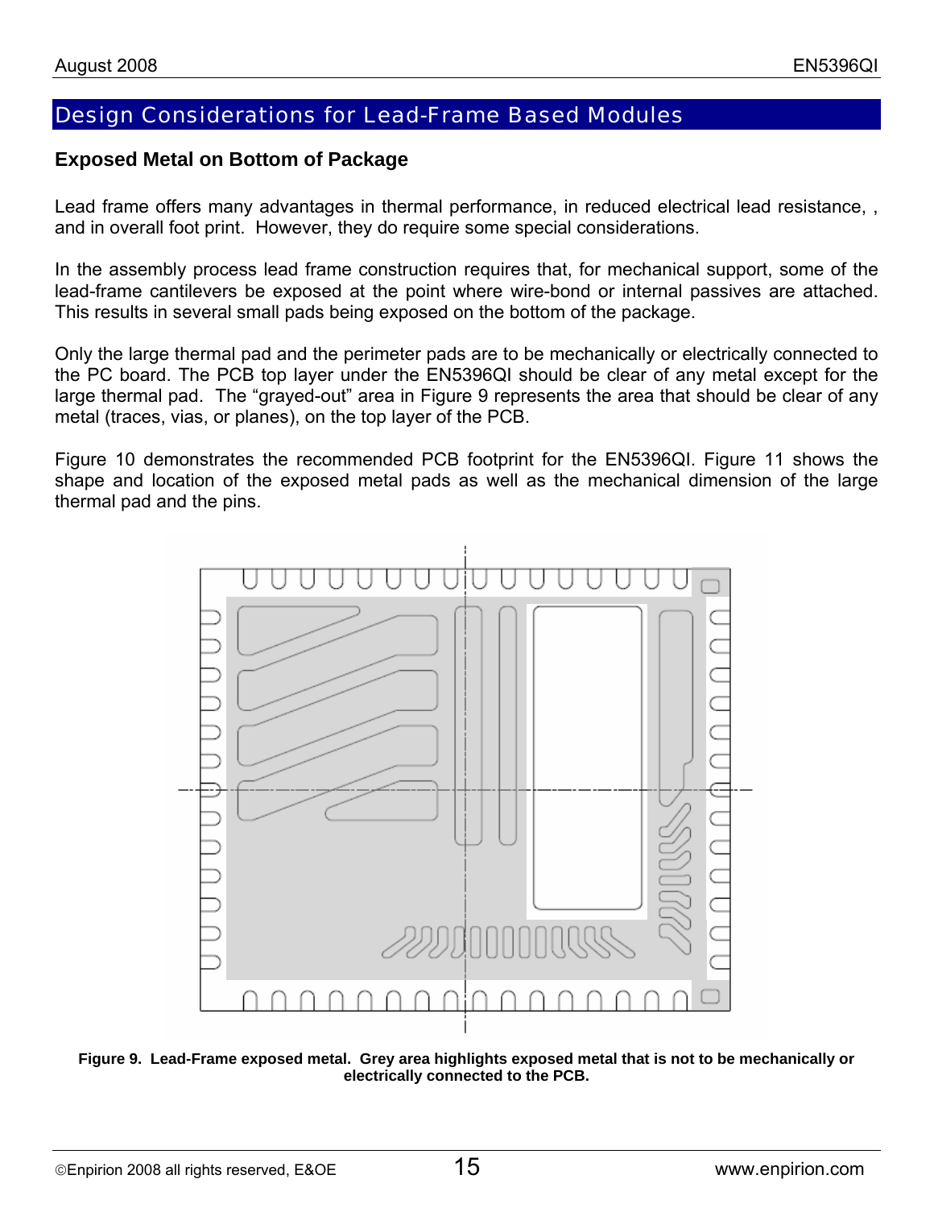## Design Considerations for Lead-Frame Based Modules

### Exposed Metal on Bottom of Package

Lead frame offers many advantages in thermal performance, in reduced electrical lead resistance, , and in overall foot print. However, they do require some special considerations.

In the assembly process lead frame construction requires that, for mechanical support, some of the lead-frame cantilevers be exposed at the point where wire-bond or internal passives are attached. This results in several small pads being exposed on the bottom of the package.

Only the large thermal pad and the perimeter pads are to be mechanically or electrically connected to the PC board. The PCB top layer under the EN5396QI should be clear of any metal except for the large thermal pad. The "grayed-out" area in Figure 9 represents the area that should be clear of any metal (traces, vias, or planes), on the top layer of the PCB.

Figure 10 demonstrates the recommended PCB footprint for the EN5396QI. Figure 11 shows the shape and location of the exposed metal pads as well as the mechanical dimension of the large thermal pad and the pins.

**Figure 9. Lead-Frame exposed metal. Grey area highlights exposed metal that is not to be mechanically or electrically connected to the PCB.**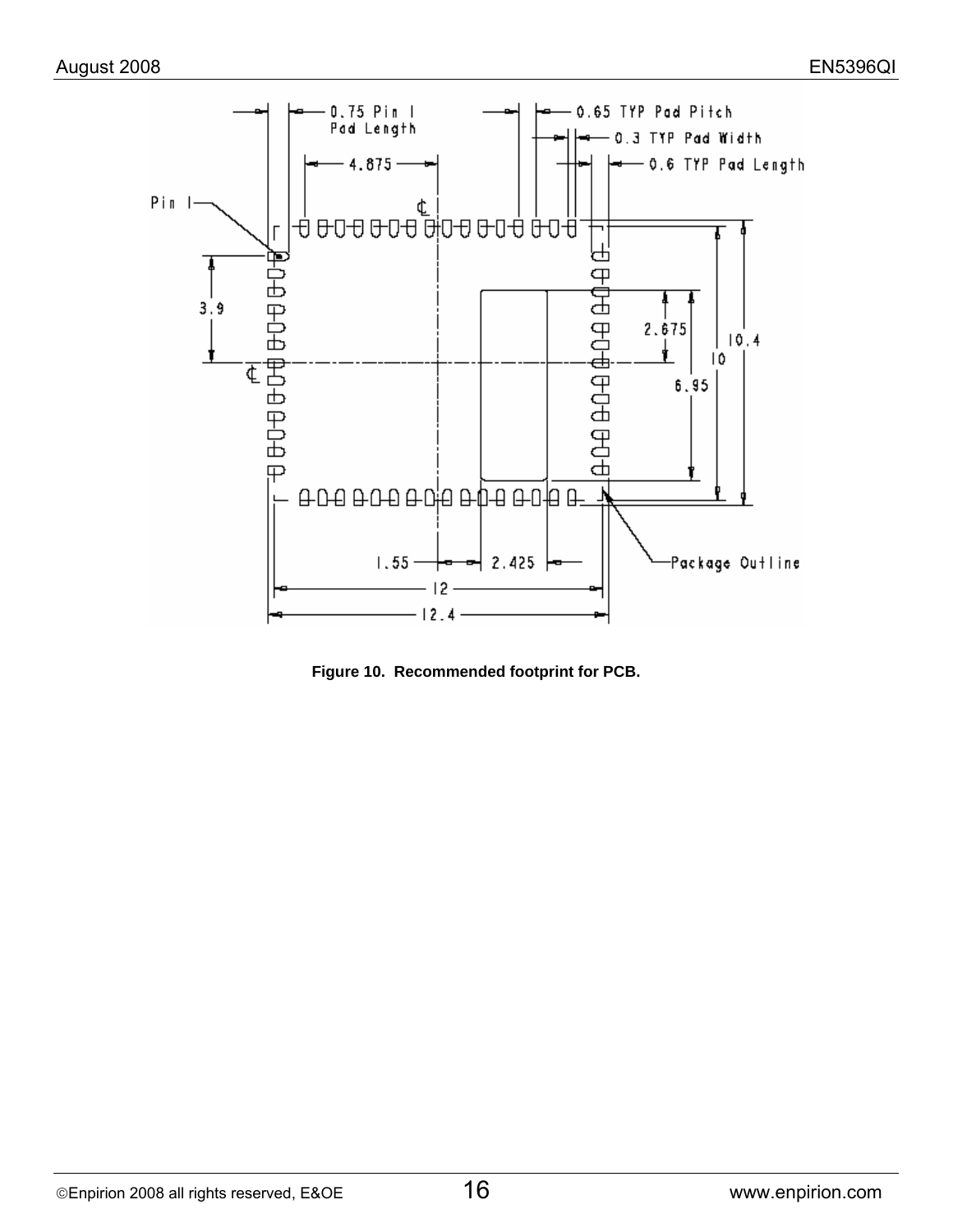Figure 10. Recommended footprint for PCB.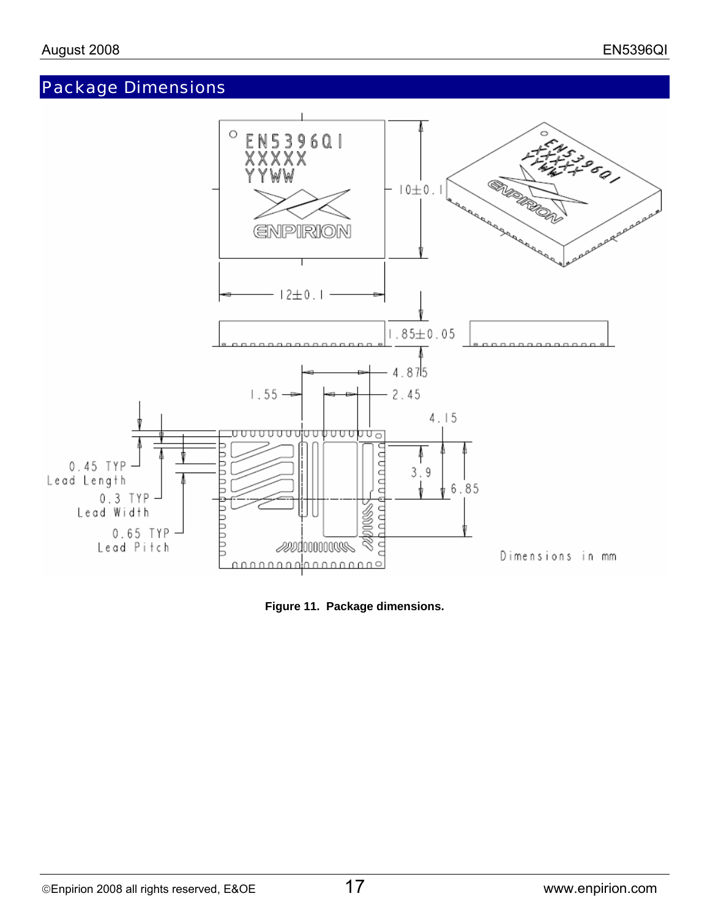## Package Dimensions

Figure 11. Package dimensions.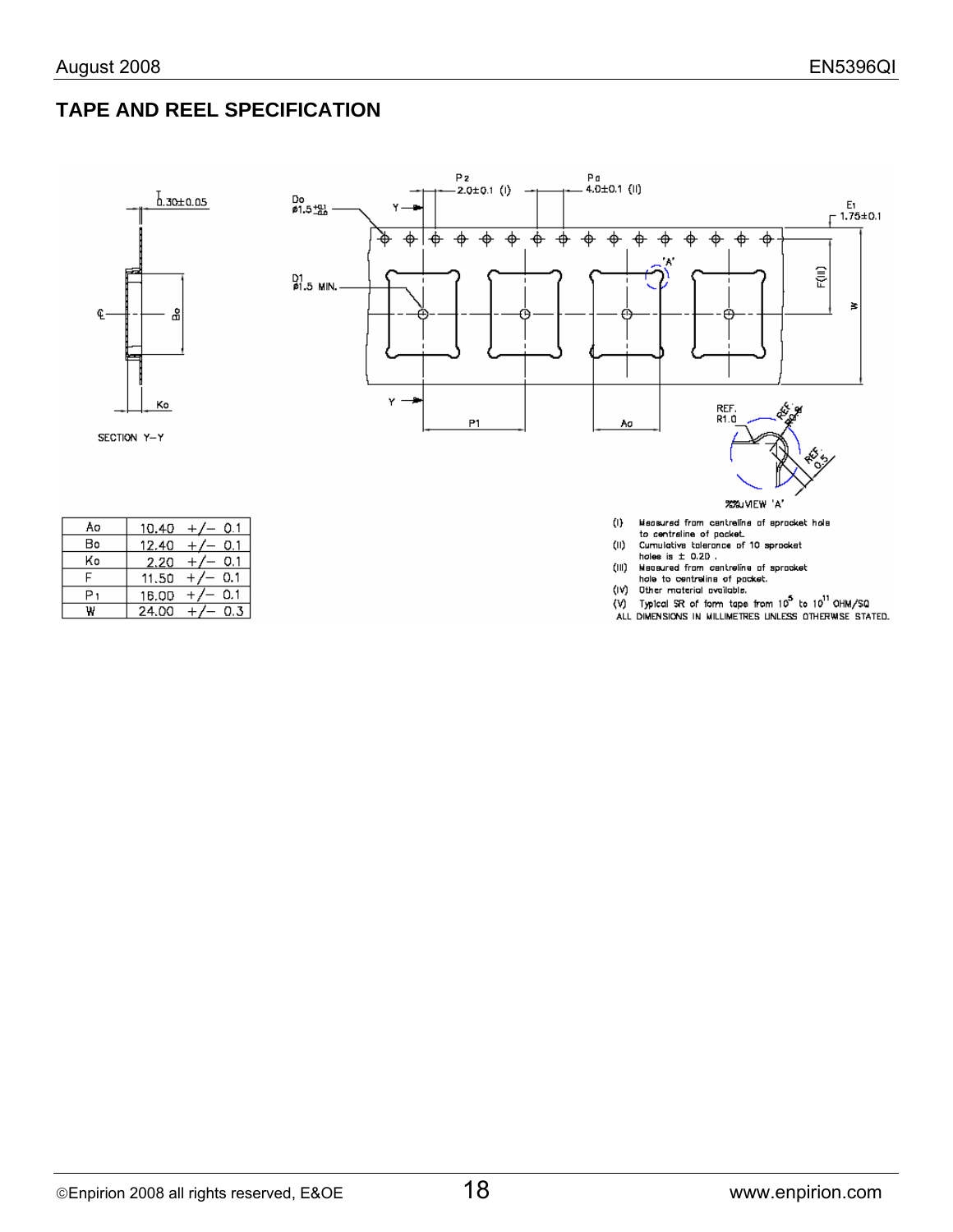## TAPE AND REEL SPECIFICATION

T 0.30±0.05

Do ø1.5 +0.1/-0.0

P2 2.0±0.1 (I)

P0 4.0±0.1 (II)

E1 1.75±0.1

D1 ø1.5 MIN.

SECTION Y–Y

REF. R1.0

REF. R0.3

REF. 0.5

VIEW 'A'

| Ao | 10.40 +/− 0.1 |
|---|---|
| Bo | 12.40 +/− 0.1 |
| Ko | 2.20 +/− 0.1 |
| F | 11.50 +/− 0.1 |
| P1 | 16.00 +/− 0.1 |
| W | 24.00 +/− 0.3 |

(I) Measured from centreline of sprocket hole to centreline of pocket.

(II) Cumulative tolerance of 10 sprocket holes is ± 0.20 .

(III) Measured from centreline of sprocket hole to centreline of pocket.

(IV) Other material available.

(V) Typical SR of form tape from $10^5$ to $10^{11}$ OHM/SQ

ALL DIMENSIONS IN MILLIMETRES UNLESS OTHERWISE STATED.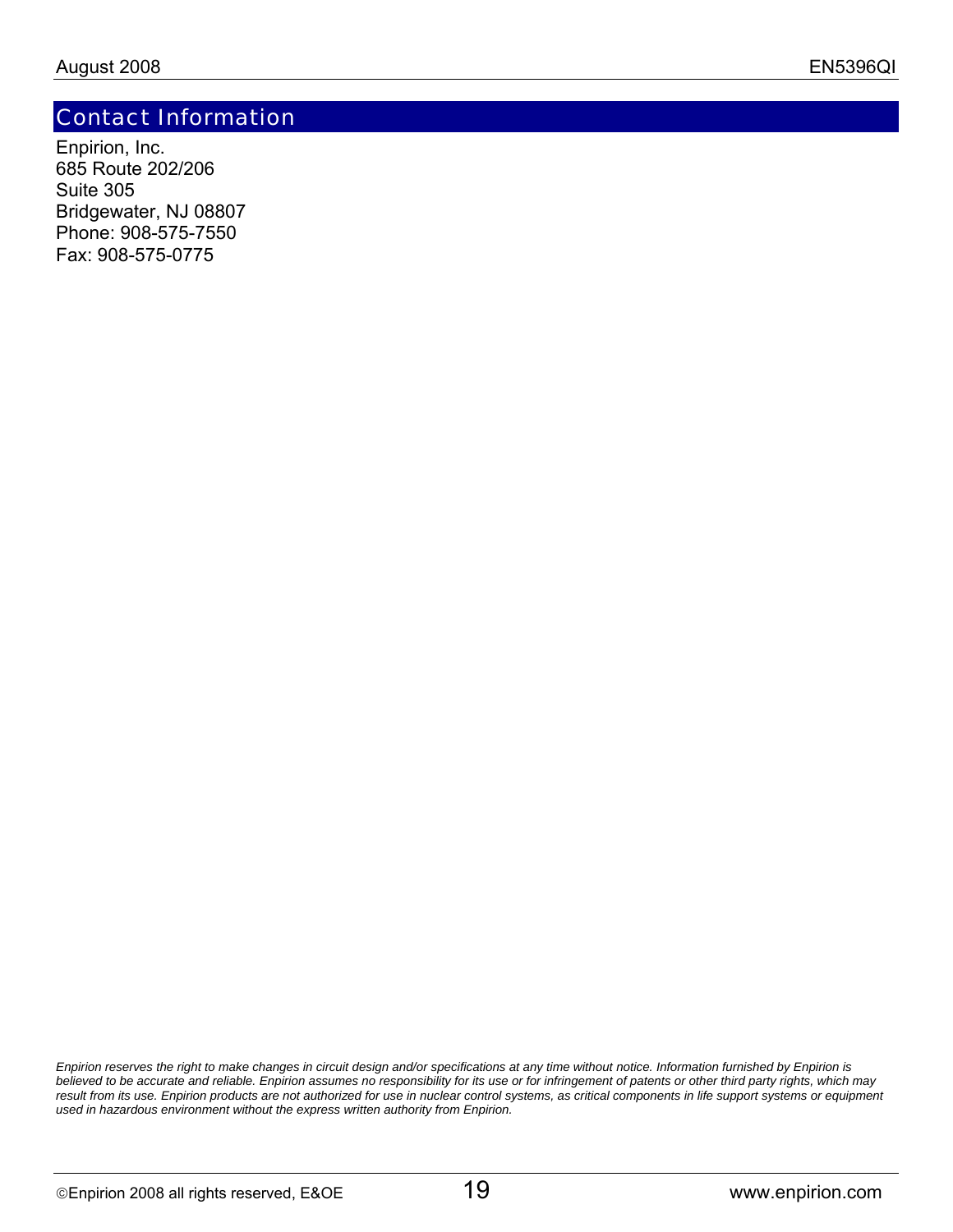## Contact Information

Enpirion, Inc.
685 Route 202/206
Suite 305
Bridgewater, NJ 08807
Phone: 908-575-7550
Fax: 908-575-0775

*Enpirion reserves the right to make changes in circuit design and/or specifications at any time without notice. Information furnished by Enpirion is believed to be accurate and reliable. Enpirion assumes no responsibility for its use or for infringement of patents or other third party rights, which may result from its use. Enpirion products are not authorized for use in nuclear control systems, as critical components in life support systems or equipment used in hazardous environment without the express written authority from Enpirion.*